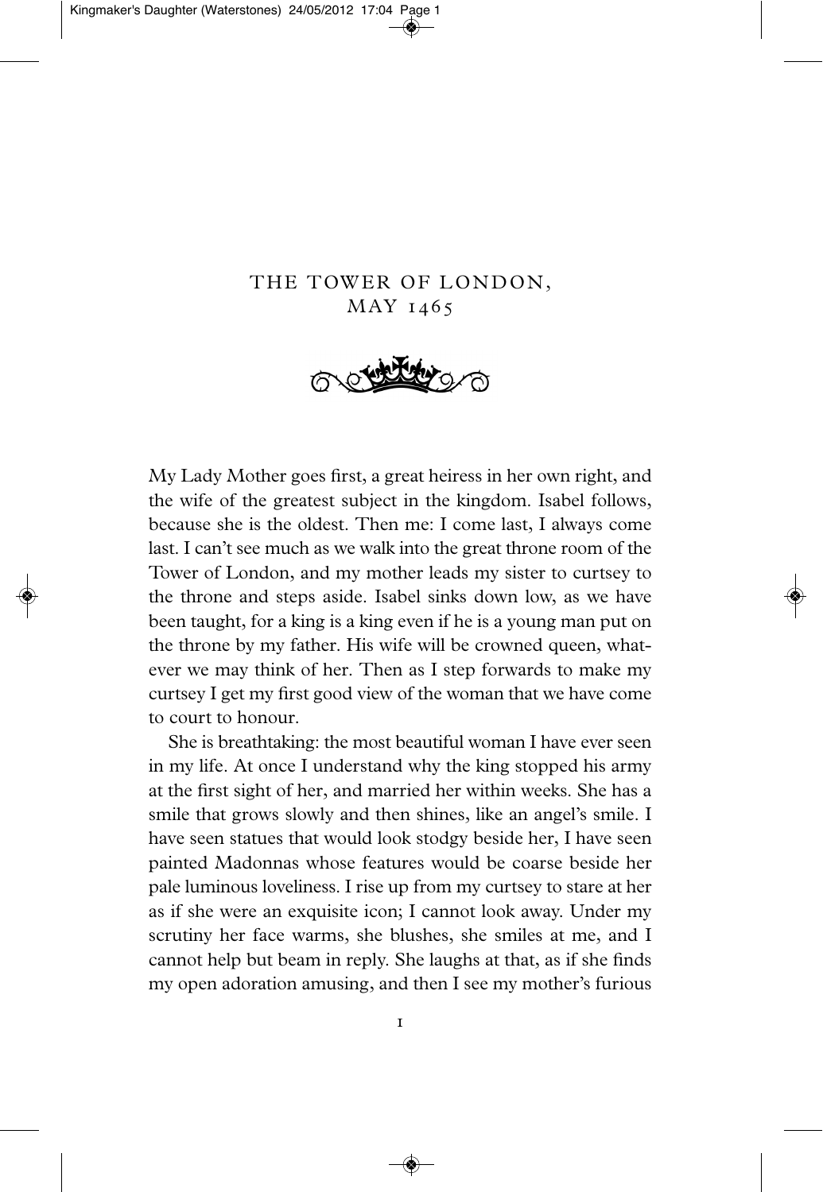# THE TOWER OF LONDON, MAY 1465

My Lady Mother goes first, a great heiress in her own right, and the wife of the greatest subject in the kingdom. Isabel follows, because she is the oldest. Then me: I come last, I always come last. I can't see much as we walk into the great throne room of the Tower of London, and my mother leads my sister to curtsey to the throne and steps aside. Isabel sinks down low, as we have been taught, for a king is a king even if he is a young man put on the throne by my father. His wife will be crowned queen, whatever we may think of her. Then as I step forwards to make my curtsey I get my first good view of the woman that we have come to court to honour.

She is breathtaking: the most beautiful woman I have ever seen in my life. At once I understand why the king stopped his army at the first sight of her, and married her within weeks. She has a smile that grows slowly and then shines, like an angel's smile. I have seen statues that would look stodgy beside her, I have seen painted Madonnas whose features would be coarse beside her pale luminous loveliness. I rise up from my curtsey to stare at her as if she were an exquisite icon; I cannot look away. Under my scrutiny her face warms, she blushes, she smiles at me, and I cannot help but beam in reply. She laughs at that, as if she finds my open adoration amusing, and then I see my mother's furious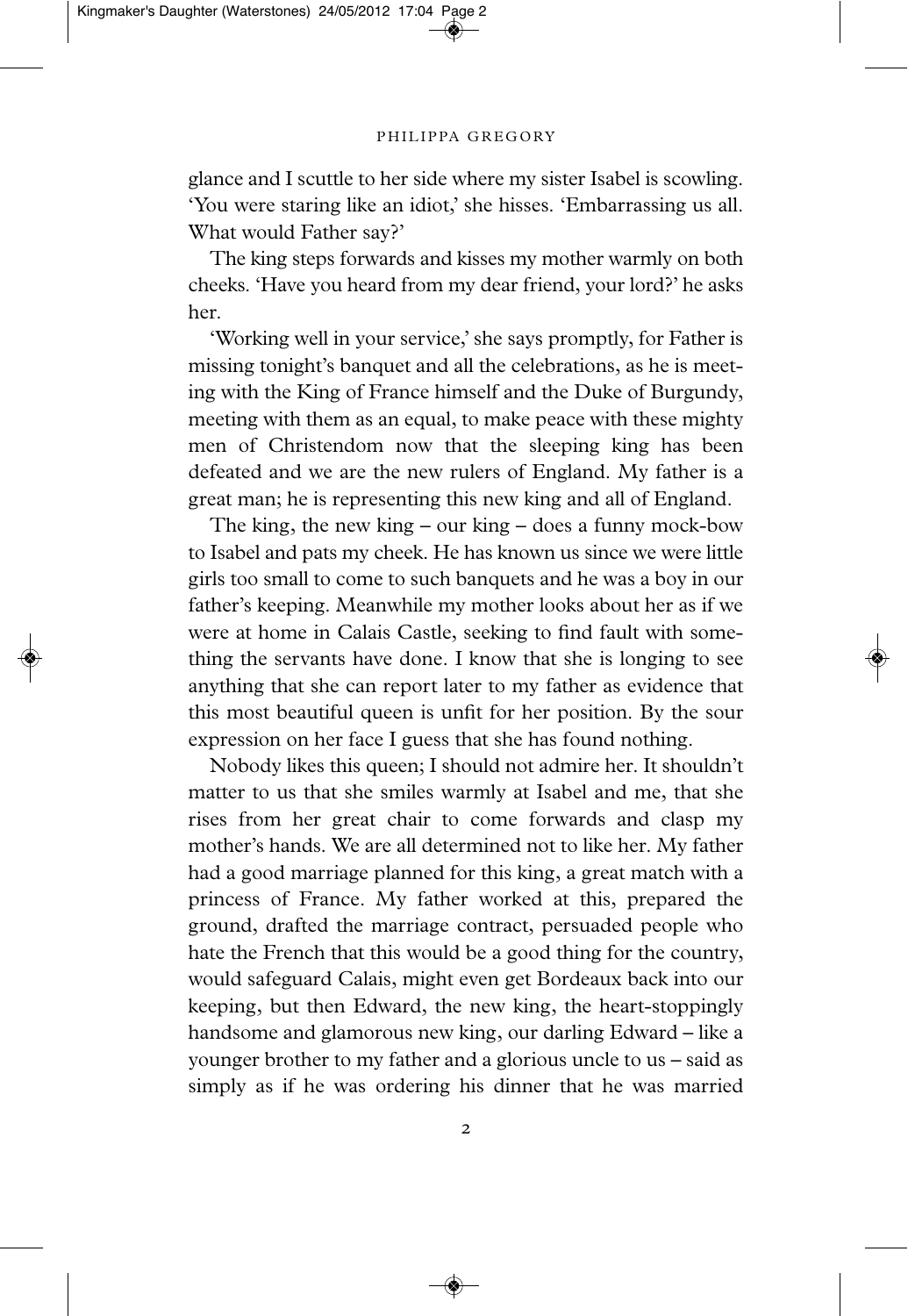glance and I scuttle to her side where my sister Isabel is scowling. 'You were staring like an idiot,' she hisses. 'Embarrassing us all. What would Father say?'

The king steps forwards and kisses my mother warmly on both cheeks. 'Have you heard from my dear friend, your lord?' he asks her.

'Working well in your service,' she says promptly, for Father is missing tonight's banquet and all the celebrations, as he is meeting with the King of France himself and the Duke of Burgundy, meeting with them as an equal, to make peace with these mighty men of Christendom now that the sleeping king has been defeated and we are the new rulers of England. My father is a great man; he is representing this new king and all of England.

The king, the new king – our king – does a funny mock-bow to Isabel and pats my cheek. He has known us since we were little girls too small to come to such banquets and he was a boy in our father's keeping. Meanwhile my mother looks about her as if we were at home in Calais Castle, seeking to find fault with something the servants have done. I know that she is longing to see anything that she can report later to my father as evidence that this most beautiful queen is unfit for her position. By the sour expression on her face I guess that she has found nothing.

Nobody likes this queen; I should not admire her. It shouldn't matter to us that she smiles warmly at Isabel and me, that she rises from her great chair to come forwards and clasp my mother's hands. We are all determined not to like her. My father had a good marriage planned for this king, a great match with a princess of France. My father worked at this, prepared the ground, drafted the marriage contract, persuaded people who hate the French that this would be a good thing for the country, would safeguard Calais, might even get Bordeaux back into our keeping, but then Edward, the new king, the heart-stoppingly handsome and glamorous new king, our darling Edward – like a younger brother to my father and a glorious uncle to us – said as simply as if he was ordering his dinner that he was married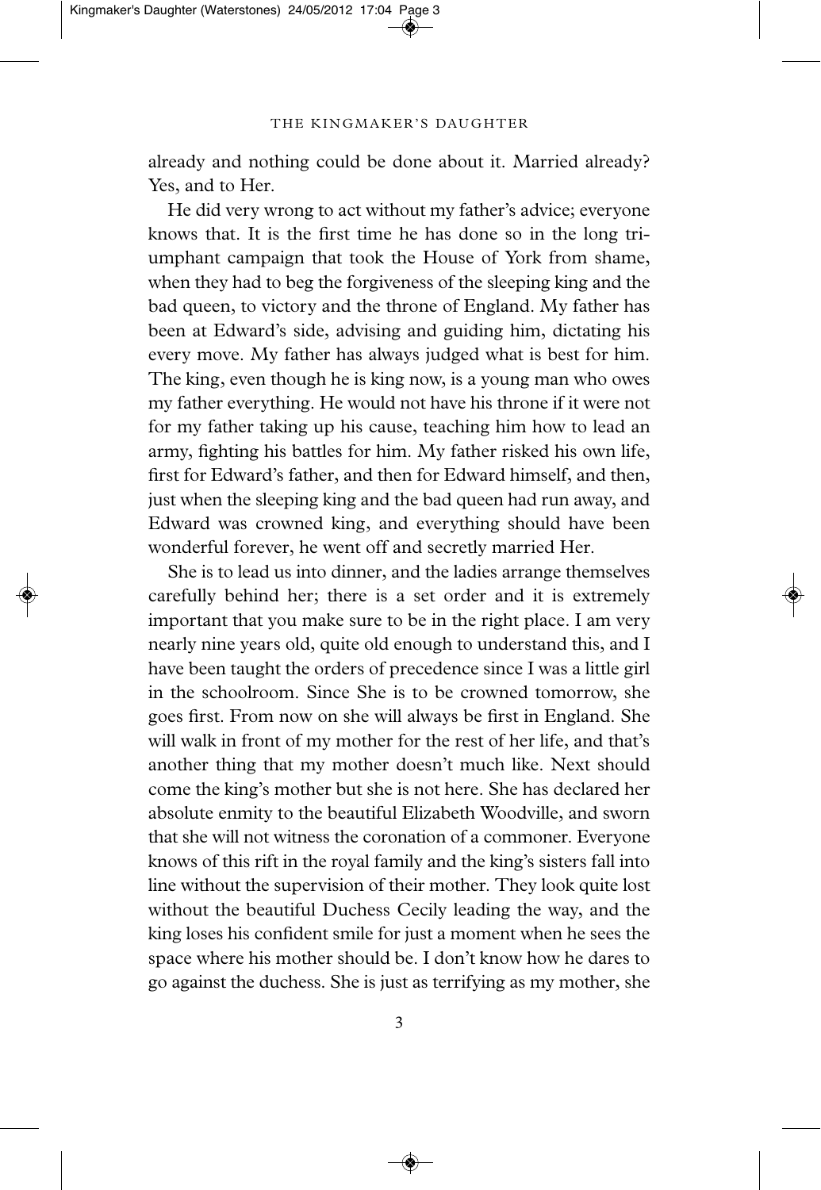already and nothing could be done about it. Married already? Yes, and to Her.

He did very wrong to act without my father's advice; everyone knows that. It is the first time he has done so in the long triumphant campaign that took the House of York from shame, when they had to beg the forgiveness of the sleeping king and the bad queen, to victory and the throne of England. My father has been at Edward's side, advising and guiding him, dictating his every move. My father has always judged what is best for him. The king, even though he is king now, is a young man who owes my father everything. He would not have his throne if it were not for my father taking up his cause, teaching him how to lead an army, fighting his battles for him. My father risked his own life, first for Edward's father, and then for Edward himself, and then, just when the sleeping king and the bad queen had run away, and Edward was crowned king, and everything should have been wonderful forever, he went off and secretly married Her.

She is to lead us into dinner, and the ladies arrange themselves carefully behind her; there is a set order and it is extremely important that you make sure to be in the right place. I am very nearly nine years old, quite old enough to understand this, and I have been taught the orders of precedence since I was a little girl in the schoolroom. Since She is to be crowned tomorrow, she goes first. From now on she will always be first in England. She will walk in front of my mother for the rest of her life, and that's another thing that my mother doesn't much like. Next should come the king's mother but she is not here. She has declared her absolute enmity to the beautiful Elizabeth Woodville, and sworn that she will not witness the coronation of a commoner. Everyone knows of this rift in the royal family and the king's sisters fall into line without the supervision of their mother. They look quite lost without the beautiful Duchess Cecily leading the way, and the king loses his confident smile for just a moment when he sees the space where his mother should be. I don't know how he dares to go against the duchess. She is just as terrifying as my mother, she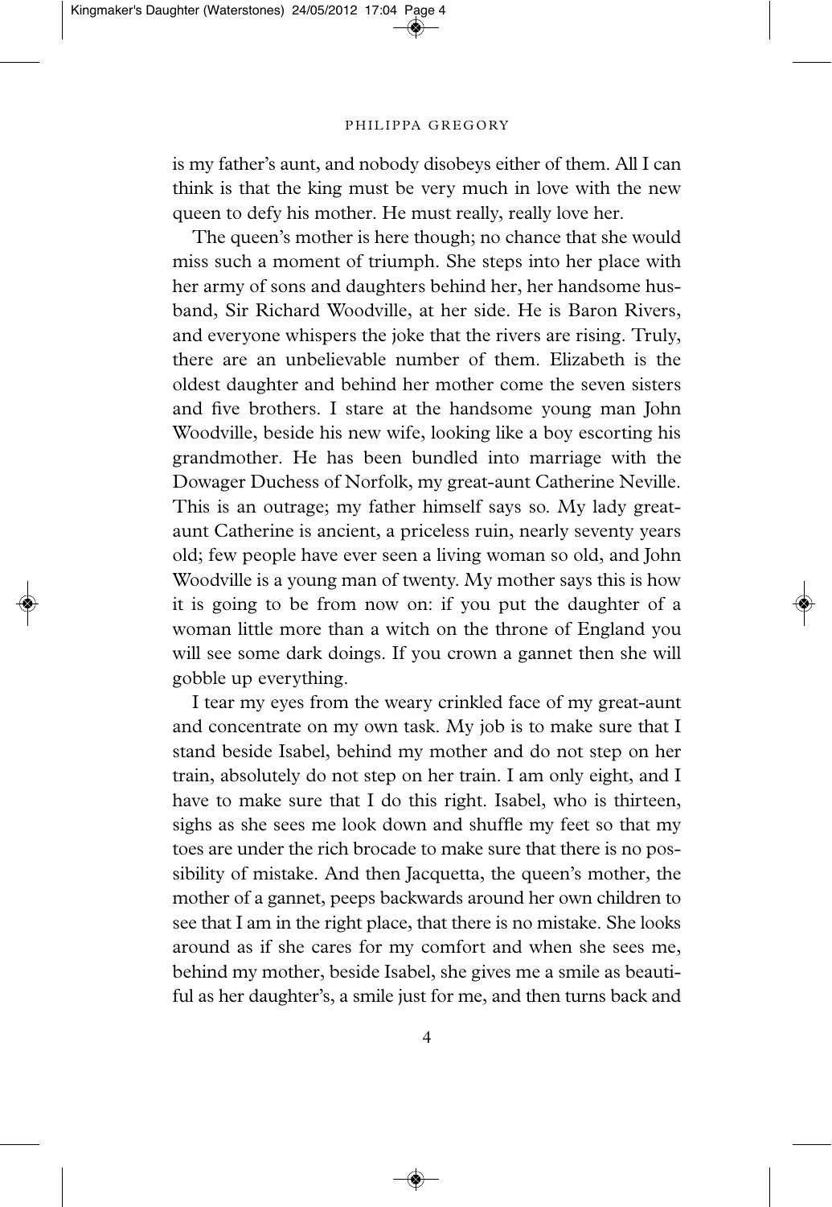is my father's aunt, and nobody disobeys either of them. All I can think is that the king must be very much in love with the new queen to defy his mother. He must really, really love her.

The queen's mother is here though; no chance that she would miss such a moment of triumph. She steps into her place with her army of sons and daughters behind her, her handsome husband, Sir Richard Woodville, at her side. He is Baron Rivers, and everyone whispers the joke that the rivers are rising. Truly, there are an unbelievable number of them. Elizabeth is the oldest daughter and behind her mother come the seven sisters and five brothers. I stare at the handsome young man John Woodville, beside his new wife, looking like a boy escorting his grandmother. He has been bundled into marriage with the Dowager Duchess of Norfolk, my great-aunt Catherine Neville. This is an outrage; my father himself says so. My lady great-aunt Catherine is ancient, a priceless ruin, nearly seventy years old; few people have ever seen a living woman so old, and John Woodville is a young man of twenty. My mother says this is how it is going to be from now on: if you put the daughter of a woman little more than a witch on the throne of England you will see some dark doings. If you crown a gannet then she will gobble up everything.

I tear my eyes from the weary crinkled face of my great-aunt and concentrate on my own task. My job is to make sure that I stand beside Isabel, behind my mother and do not step on her train, absolutely do not step on her train. I am only eight, and I have to make sure that I do this right. Isabel, who is thirteen, sighs as she sees me look down and shuffle my feet so that my toes are under the rich brocade to make sure that there is no possibility of mistake. And then Jacquetta, the queen's mother, the mother of a gannet, peeps backwards around her own children to see that I am in the right place, that there is no mistake. She looks around as if she cares for my comfort and when she sees me, behind my mother, beside Isabel, she gives me a smile as beautiful as her daughter's, a smile just for me, and then turns back and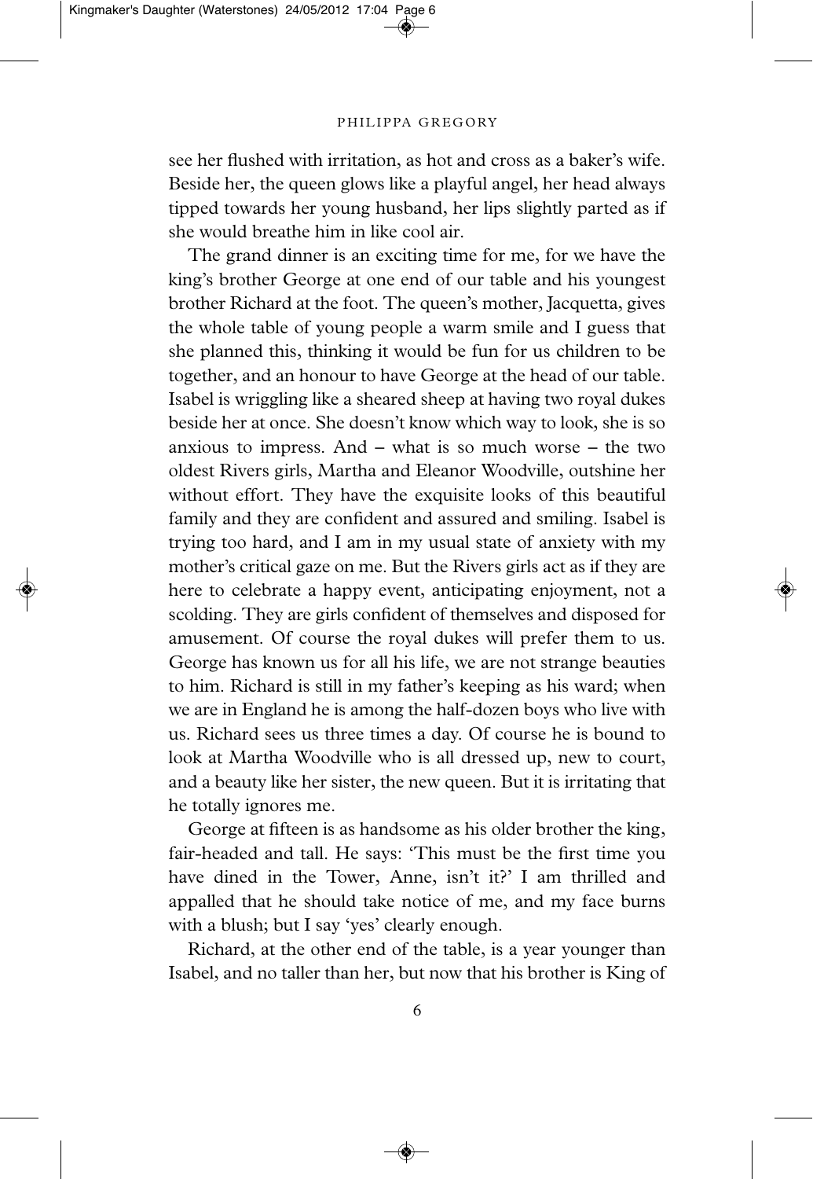see her flushed with irritation, as hot and cross as a baker's wife. Beside her, the queen glows like a playful angel, her head always tipped towards her young husband, her lips slightly parted as if she would breathe him in like cool air.

The grand dinner is an exciting time for me, for we have the king's brother George at one end of our table and his youngest brother Richard at the foot. The queen's mother, Jacquetta, gives the whole table of young people a warm smile and I guess that she planned this, thinking it would be fun for us children to be together, and an honour to have George at the head of our table. Isabel is wriggling like a sheared sheep at having two royal dukes beside her at once. She doesn't know which way to look, she is so anxious to impress. And – what is so much worse – the two oldest Rivers girls, Martha and Eleanor Woodville, outshine her without effort. They have the exquisite looks of this beautiful family and they are confident and assured and smiling. Isabel is trying too hard, and I am in my usual state of anxiety with my mother's critical gaze on me. But the Rivers girls act as if they are here to celebrate a happy event, anticipating enjoyment, not a scolding. They are girls confident of themselves and disposed for amusement. Of course the royal dukes will prefer them to us. George has known us for all his life, we are not strange beauties to him. Richard is still in my father's keeping as his ward; when we are in England he is among the half-dozen boys who live with us. Richard sees us three times a day. Of course he is bound to look at Martha Woodville who is all dressed up, new to court, and a beauty like her sister, the new queen. But it is irritating that he totally ignores me.

George at fifteen is as handsome as his older brother the king, fair-headed and tall. He says: 'This must be the first time you have dined in the Tower, Anne, isn't it?' I am thrilled and appalled that he should take notice of me, and my face burns with a blush; but I say 'yes' clearly enough.

Richard, at the other end of the table, is a year younger than Isabel, and no taller than her, but now that his brother is King of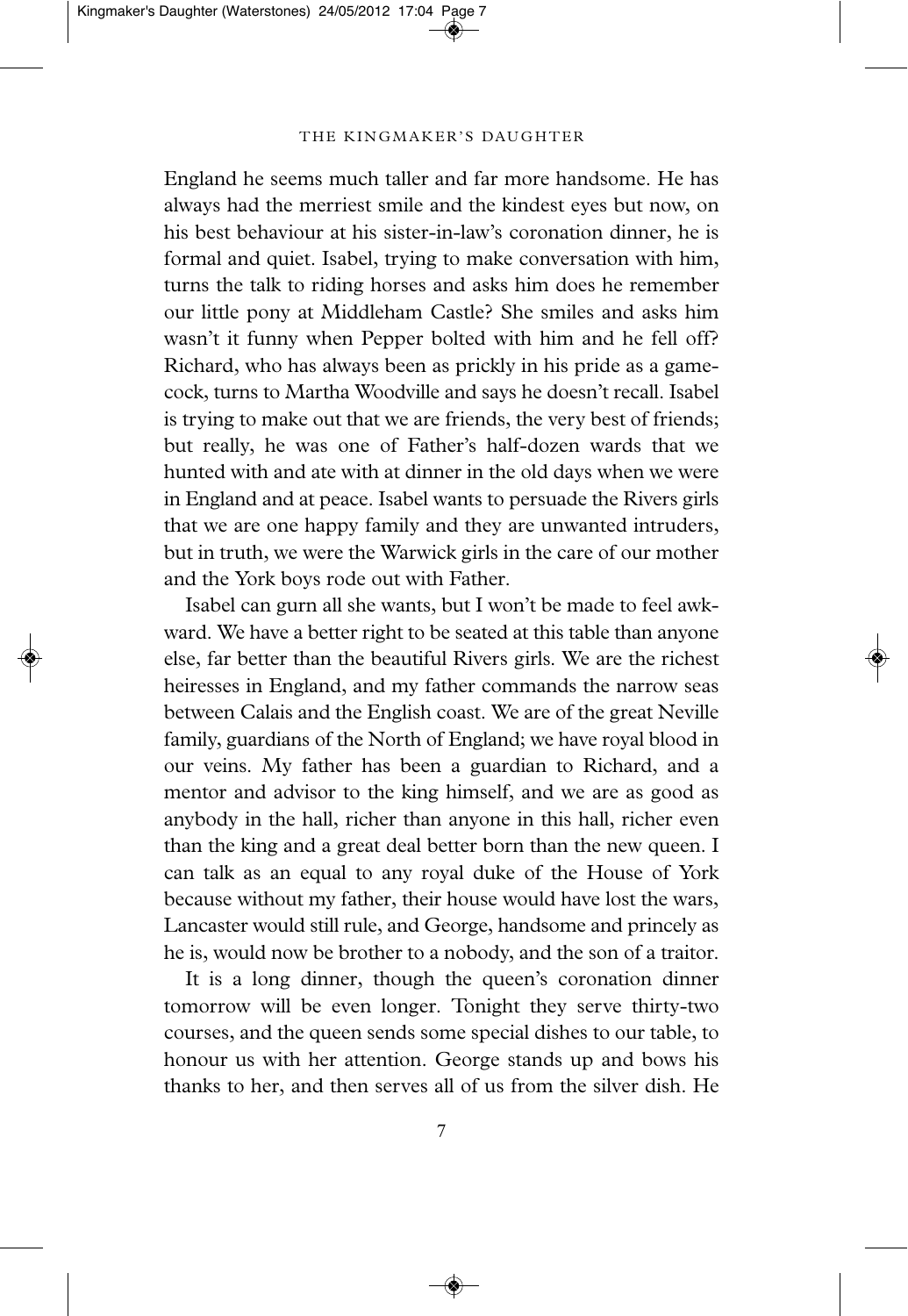England he seems much taller and far more handsome. He has always had the merriest smile and the kindest eyes but now, on his best behaviour at his sister-in-law's coronation dinner, he is formal and quiet. Isabel, trying to make conversation with him, turns the talk to riding horses and asks him does he remember our little pony at Middleham Castle? She smiles and asks him wasn't it funny when Pepper bolted with him and he fell off? Richard, who has always been as prickly in his pride as a gamecock, turns to Martha Woodville and says he doesn't recall. Isabel is trying to make out that we are friends, the very best of friends; but really, he was one of Father's half-dozen wards that we hunted with and ate with at dinner in the old days when we were in England and at peace. Isabel wants to persuade the Rivers girls that we are one happy family and they are unwanted intruders, but in truth, we were the Warwick girls in the care of our mother and the York boys rode out with Father.

Isabel can gurn all she wants, but I won't be made to feel awkward. We have a better right to be seated at this table than anyone else, far better than the beautiful Rivers girls. We are the richest heiresses in England, and my father commands the narrow seas between Calais and the English coast. We are of the great Neville family, guardians of the North of England; we have royal blood in our veins. My father has been a guardian to Richard, and a mentor and advisor to the king himself, and we are as good as anybody in the hall, richer than anyone in this hall, richer even than the king and a great deal better born than the new queen. I can talk as an equal to any royal duke of the House of York because without my father, their house would have lost the wars, Lancaster would still rule, and George, handsome and princely as he is, would now be brother to a nobody, and the son of a traitor.

It is a long dinner, though the queen's coronation dinner tomorrow will be even longer. Tonight they serve thirty-two courses, and the queen sends some special dishes to our table, to honour us with her attention. George stands up and bows his thanks to her, and then serves all of us from the silver dish. He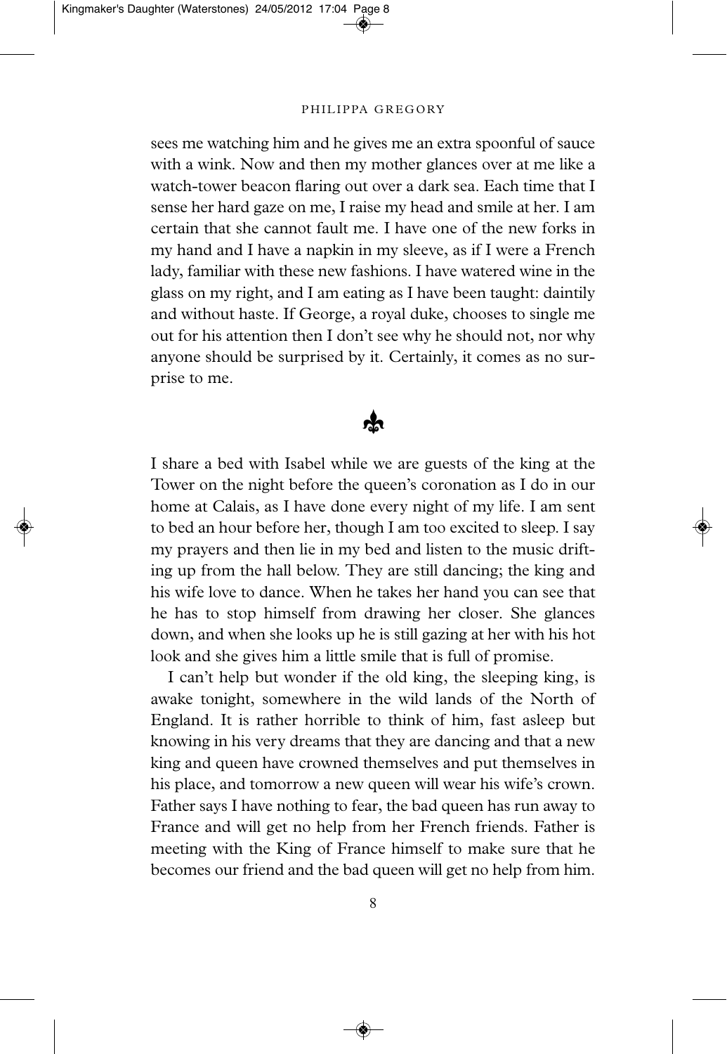sees me watching him and he gives me an extra spoonful of sauce with a wink. Now and then my mother glances over at me like a watch-tower beacon flaring out over a dark sea. Each time that I sense her hard gaze on me, I raise my head and smile at her. I am certain that she cannot fault me. I have one of the new forks in my hand and I have a napkin in my sleeve, as if I were a French lady, familiar with these new fashions. I have watered wine in the glass on my right, and I am eating as I have been taught: daintily and without haste. If George, a royal duke, chooses to single me out for his attention then I don't see why he should not, nor why anyone should be surprised by it. Certainly, it comes as no surprise to me.

⚜

I share a bed with Isabel while we are guests of the king at the Tower on the night before the queen's coronation as I do in our home at Calais, as I have done every night of my life. I am sent to bed an hour before her, though I am too excited to sleep. I say my prayers and then lie in my bed and listen to the music drifting up from the hall below. They are still dancing; the king and his wife love to dance. When he takes her hand you can see that he has to stop himself from drawing her closer. She glances down, and when she looks up he is still gazing at her with his hot look and she gives him a little smile that is full of promise.

I can't help but wonder if the old king, the sleeping king, is awake tonight, somewhere in the wild lands of the North of England. It is rather horrible to think of him, fast asleep but knowing in his very dreams that they are dancing and that a new king and queen have crowned themselves and put themselves in his place, and tomorrow a new queen will wear his wife's crown. Father says I have nothing to fear, the bad queen has run away to France and will get no help from her French friends. Father is meeting with the King of France himself to make sure that he becomes our friend and the bad queen will get no help from him.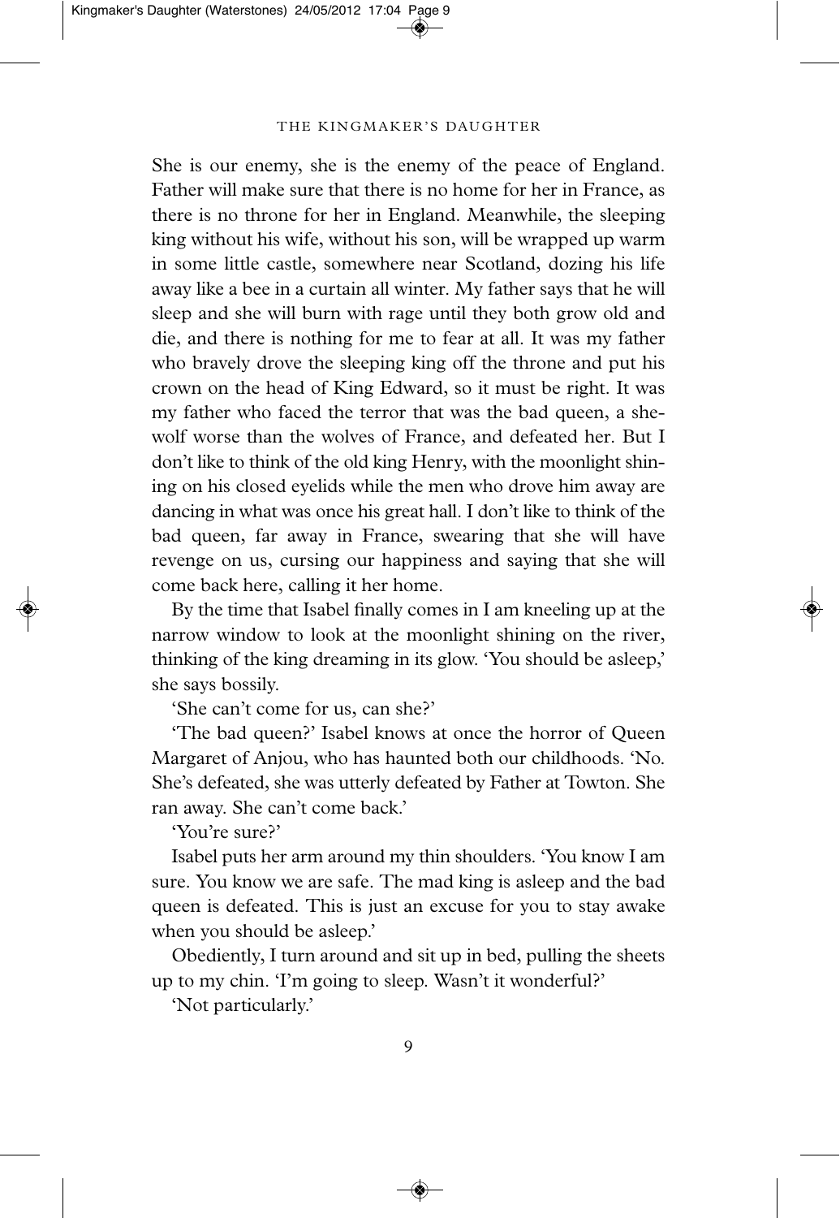She is our enemy, she is the enemy of the peace of England. Father will make sure that there is no home for her in France, as there is no throne for her in England. Meanwhile, the sleeping king without his wife, without his son, will be wrapped up warm in some little castle, somewhere near Scotland, dozing his life away like a bee in a curtain all winter. My father says that he will sleep and she will burn with rage until they both grow old and die, and there is nothing for me to fear at all. It was my father who bravely drove the sleeping king off the throne and put his crown on the head of King Edward, so it must be right. It was my father who faced the terror that was the bad queen, a she-wolf worse than the wolves of France, and defeated her. But I don't like to think of the old king Henry, with the moonlight shining on his closed eyelids while the men who drove him away are dancing in what was once his great hall. I don't like to think of the bad queen, far away in France, swearing that she will have revenge on us, cursing our happiness and saying that she will come back here, calling it her home.

By the time that Isabel finally comes in I am kneeling up at the narrow window to look at the moonlight shining on the river, thinking of the king dreaming in its glow. 'You should be asleep,' she says bossily.

'She can't come for us, can she?'

'The bad queen?' Isabel knows at once the horror of Queen Margaret of Anjou, who has haunted both our childhoods. 'No. She's defeated, she was utterly defeated by Father at Towton. She ran away. She can't come back.'

'You're sure?'

Isabel puts her arm around my thin shoulders. 'You know I am sure. You know we are safe. The mad king is asleep and the bad queen is defeated. This is just an excuse for you to stay awake when you should be asleep.'

Obediently, I turn around and sit up in bed, pulling the sheets up to my chin. 'I'm going to sleep. Wasn't it wonderful?'

'Not particularly.'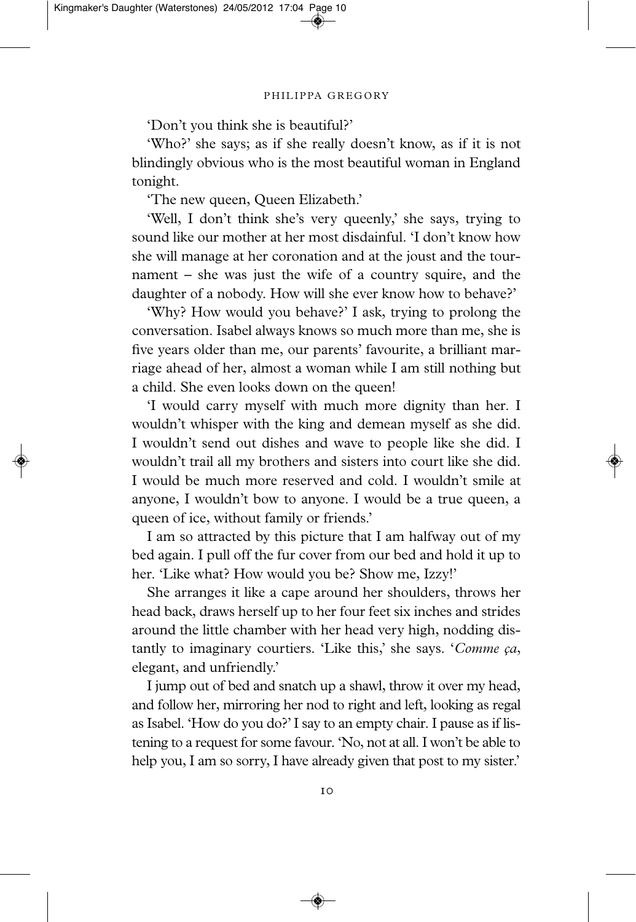'Don't you think she is beautiful?'

'Who?' she says; as if she really doesn't know, as if it is not blindingly obvious who is the most beautiful woman in England tonight.

'The new queen, Queen Elizabeth.'

'Well, I don't think she's very queenly,' she says, trying to sound like our mother at her most disdainful. 'I don't know how she will manage at her coronation and at the joust and the tournament – she was just the wife of a country squire, and the daughter of a nobody. How will she ever know how to behave?'

'Why? How would you behave?' I ask, trying to prolong the conversation. Isabel always knows so much more than me, she is five years older than me, our parents' favourite, a brilliant marriage ahead of her, almost a woman while I am still nothing but a child. She even looks down on the queen!

'I would carry myself with much more dignity than her. I wouldn't whisper with the king and demean myself as she did. I wouldn't send out dishes and wave to people like she did. I wouldn't trail all my brothers and sisters into court like she did. I would be much more reserved and cold. I wouldn't smile at anyone, I wouldn't bow to anyone. I would be a true queen, a queen of ice, without family or friends.'

I am so attracted by this picture that I am halfway out of my bed again. I pull off the fur cover from our bed and hold it up to her. 'Like what? How would you be? Show me, Izzy!'

She arranges it like a cape around her shoulders, throws her head back, draws herself up to her four feet six inches and strides around the little chamber with her head very high, nodding distantly to imaginary courtiers. 'Like this,' she says. '*Comme ça*, elegant, and unfriendly.'

I jump out of bed and snatch up a shawl, throw it over my head, and follow her, mirroring her nod to right and left, looking as regal as Isabel. 'How do you do?' I say to an empty chair. I pause as if listening to a request for some favour. 'No, not at all. I won't be able to help you, I am so sorry, I have already given that post to my sister.'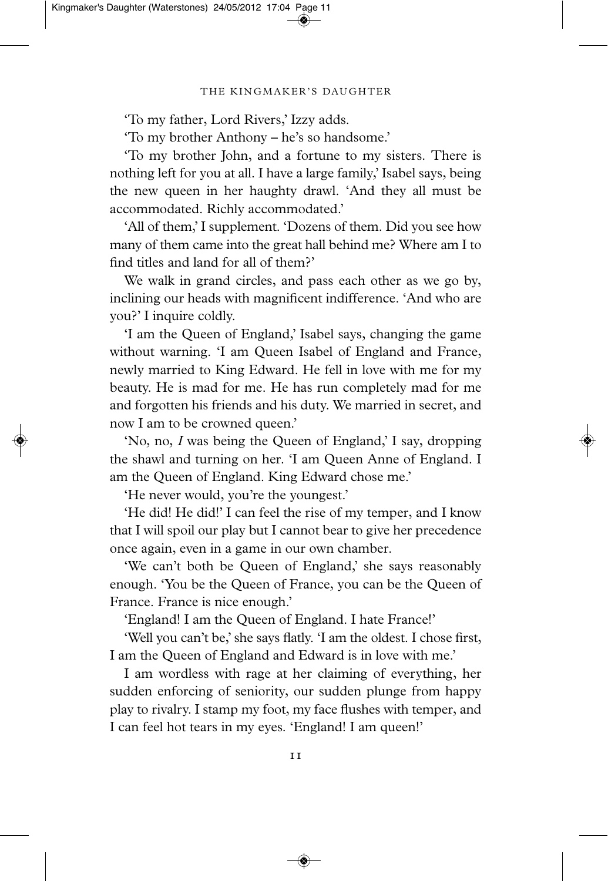'To my father, Lord Rivers,' Izzy adds.

'To my brother Anthony – he's so handsome.'

'To my brother John, and a fortune to my sisters. There is nothing left for you at all. I have a large family,' Isabel says, being the new queen in her haughty drawl. 'And they all must be accommodated. Richly accommodated.'

'All of them,' I supplement. 'Dozens of them. Did you see how many of them came into the great hall behind me? Where am I to find titles and land for all of them?'

We walk in grand circles, and pass each other as we go by, inclining our heads with magnificent indifference. 'And who are you?' I inquire coldly.

'I am the Queen of England,' Isabel says, changing the game without warning. 'I am Queen Isabel of England and France, newly married to King Edward. He fell in love with me for my beauty. He is mad for me. He has run completely mad for me and forgotten his friends and his duty. We married in secret, and now I am to be crowned queen.'

'No, no, *I* was being the Queen of England,' I say, dropping the shawl and turning on her. 'I am Queen Anne of England. I am the Queen of England. King Edward chose me.'

'He never would, you're the youngest.'

'He did! He did!' I can feel the rise of my temper, and I know that I will spoil our play but I cannot bear to give her precedence once again, even in a game in our own chamber.

'We can't both be Queen of England,' she says reasonably enough. 'You be the Queen of France, you can be the Queen of France. France is nice enough.'

'England! I am the Queen of England. I hate France!'

'Well you can't be,' she says flatly. 'I am the oldest. I chose first, I am the Queen of England and Edward is in love with me.'

I am wordless with rage at her claiming of everything, her sudden enforcing of seniority, our sudden plunge from happy play to rivalry. I stamp my foot, my face flushes with temper, and I can feel hot tears in my eyes. 'England! I am queen!'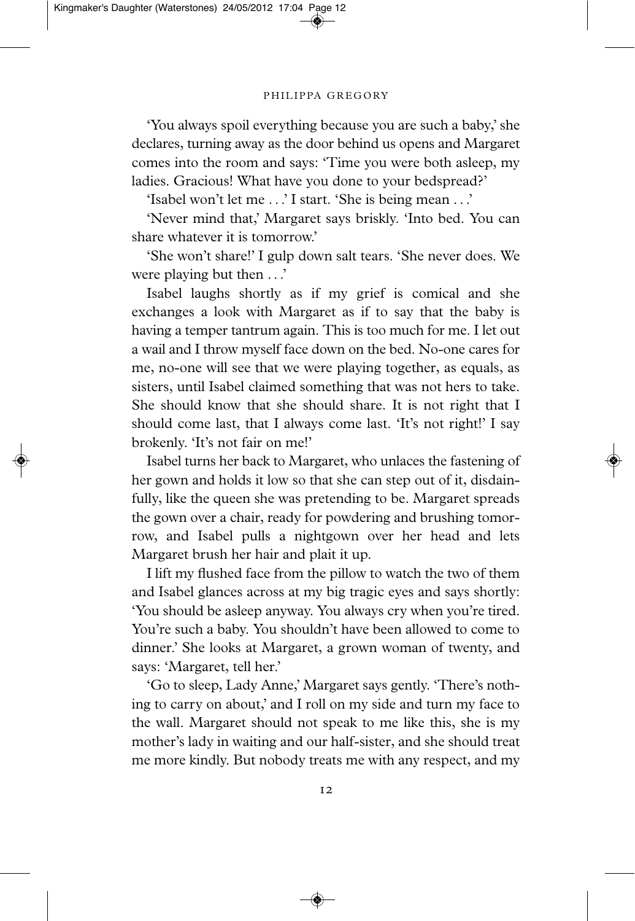'You always spoil everything because you are such a baby,' she declares, turning away as the door behind us opens and Margaret comes into the room and says: 'Time you were both asleep, my ladies. Gracious! What have you done to your bedspread?'

'Isabel won't let me . . .' I start. 'She is being mean . . .'

'Never mind that,' Margaret says briskly. 'Into bed. You can share whatever it is tomorrow.'

'She won't share!' I gulp down salt tears. 'She never does. We were playing but then . . .'

Isabel laughs shortly as if my grief is comical and she exchanges a look with Margaret as if to say that the baby is having a temper tantrum again. This is too much for me. I let out a wail and I throw myself face down on the bed. No-one cares for me, no-one will see that we were playing together, as equals, as sisters, until Isabel claimed something that was not hers to take. She should know that she should share. It is not right that I should come last, that I always come last. 'It's not right!' I say brokenly. 'It's not fair on me!'

Isabel turns her back to Margaret, who unlaces the fastening of her gown and holds it low so that she can step out of it, disdainfully, like the queen she was pretending to be. Margaret spreads the gown over a chair, ready for powdering and brushing tomorrow, and Isabel pulls a nightgown over her head and lets Margaret brush her hair and plait it up.

I lift my flushed face from the pillow to watch the two of them and Isabel glances across at my big tragic eyes and says shortly: 'You should be asleep anyway. You always cry when you're tired. You're such a baby. You shouldn't have been allowed to come to dinner.' She looks at Margaret, a grown woman of twenty, and says: 'Margaret, tell her.'

'Go to sleep, Lady Anne,' Margaret says gently. 'There's nothing to carry on about,' and I roll on my side and turn my face to the wall. Margaret should not speak to me like this, she is my mother's lady in waiting and our half-sister, and she should treat me more kindly. But nobody treats me with any respect, and my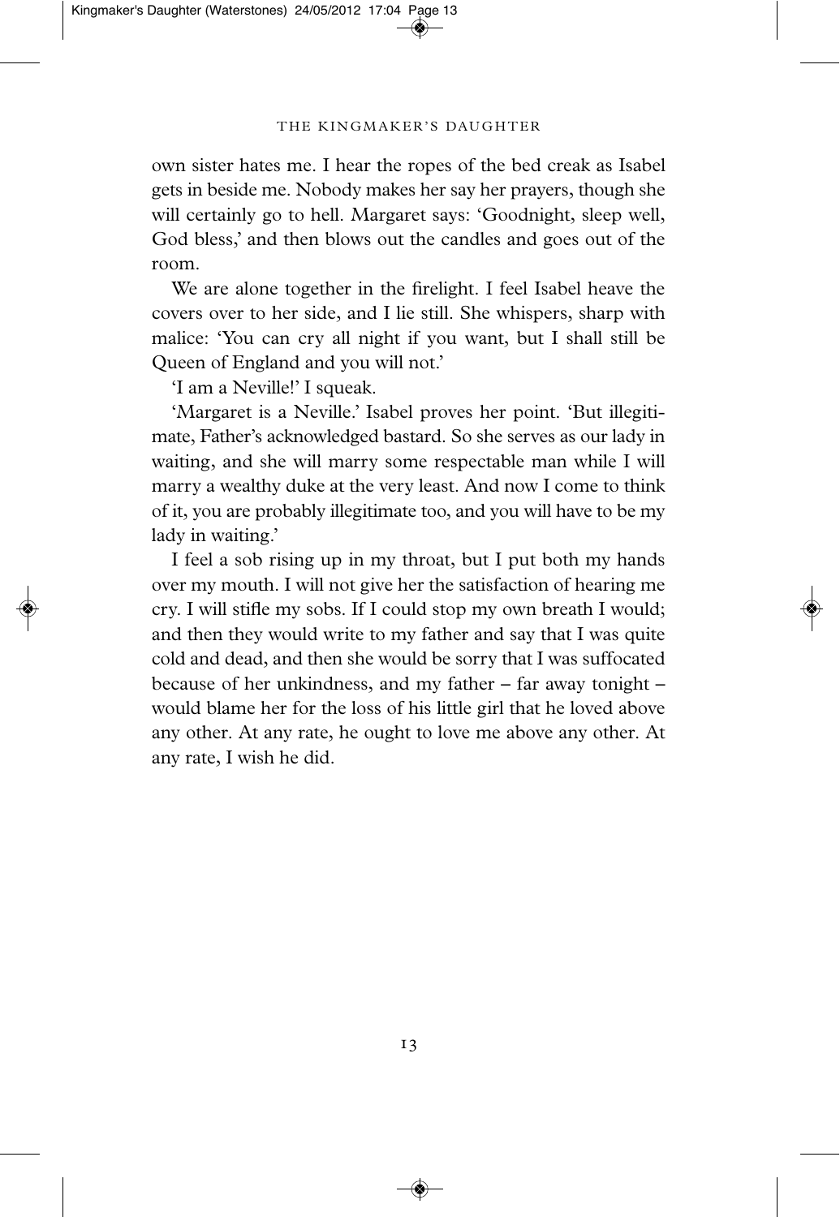own sister hates me. I hear the ropes of the bed creak as Isabel gets in beside me. Nobody makes her say her prayers, though she will certainly go to hell. Margaret says: 'Goodnight, sleep well, God bless,' and then blows out the candles and goes out of the room.

We are alone together in the firelight. I feel Isabel heave the covers over to her side, and I lie still. She whispers, sharp with malice: 'You can cry all night if you want, but I shall still be Queen of England and you will not.'

'I am a Neville!' I squeak.

'Margaret is a Neville.' Isabel proves her point. 'But illegitimate, Father's acknowledged bastard. So she serves as our lady in waiting, and she will marry some respectable man while I will marry a wealthy duke at the very least. And now I come to think of it, you are probably illegitimate too, and you will have to be my lady in waiting.'

I feel a sob rising up in my throat, but I put both my hands over my mouth. I will not give her the satisfaction of hearing me cry. I will stifle my sobs. If I could stop my own breath I would; and then they would write to my father and say that I was quite cold and dead, and then she would be sorry that I was suffocated because of her unkindness, and my father – far away tonight – would blame her for the loss of his little girl that he loved above any other. At any rate, he ought to love me above any other. At any rate, I wish he did.